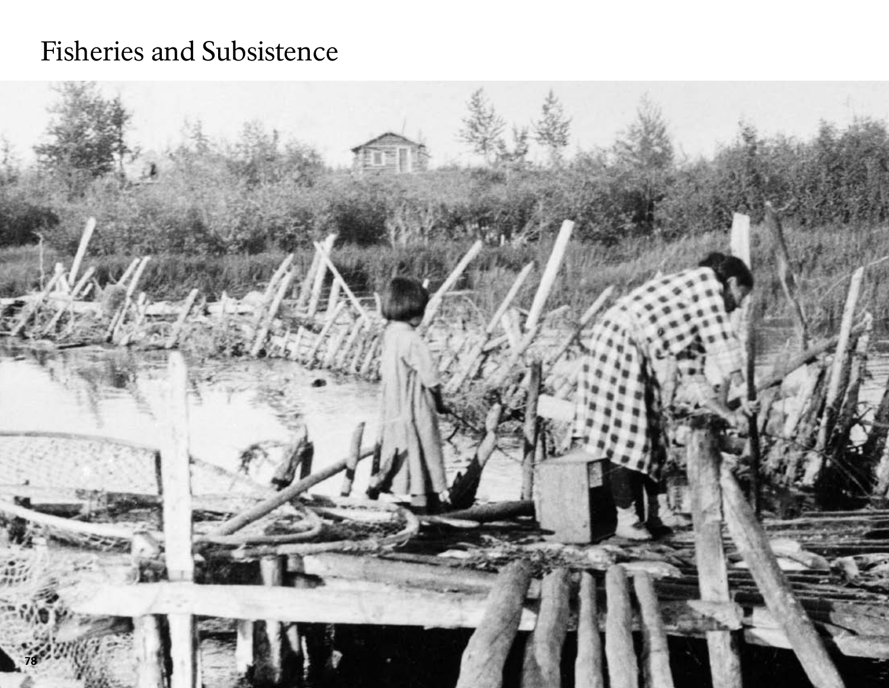# Fisheries and Subsistence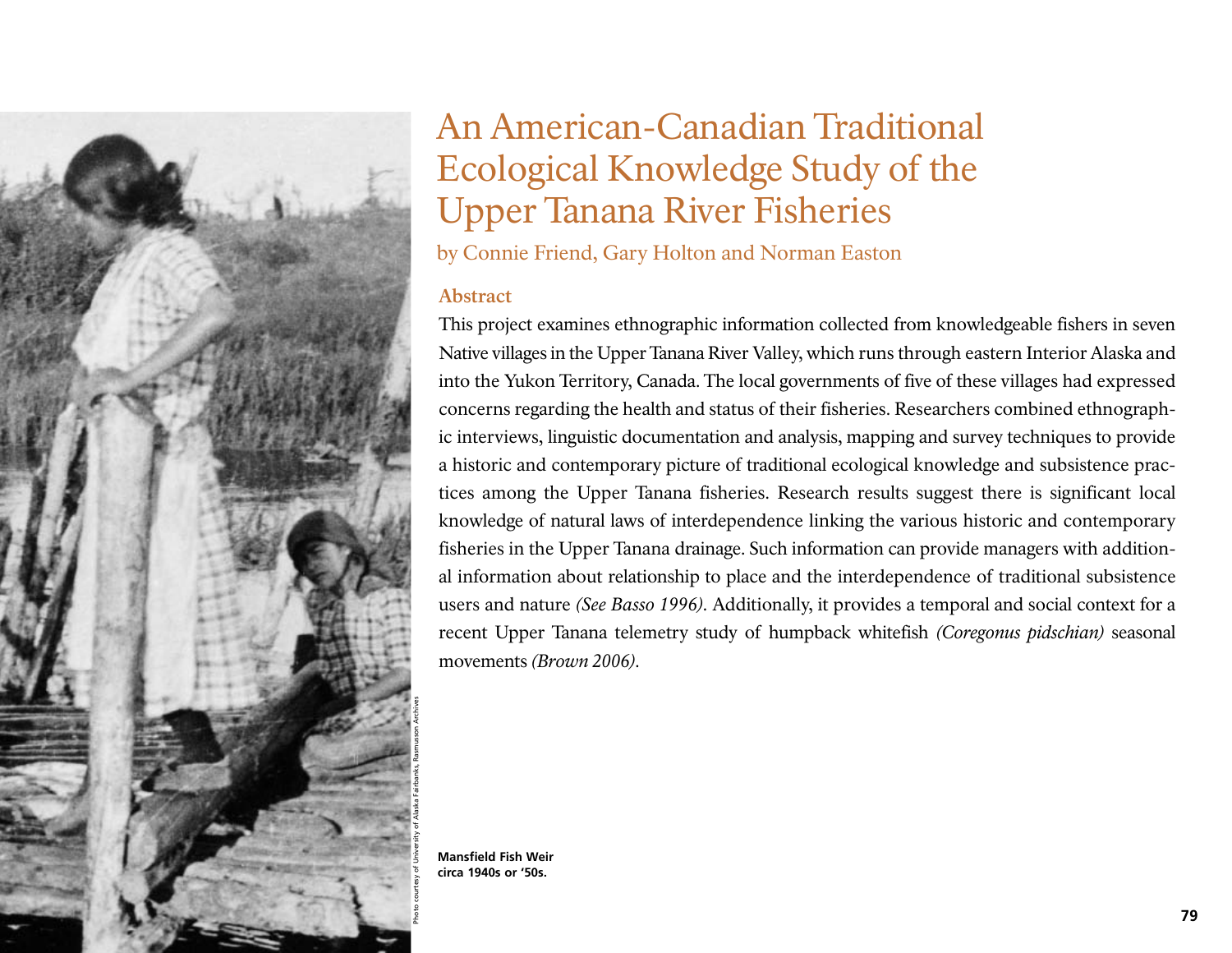# An American-Canadian Traditional Ecological Knowledge Study of the Upper Tanana River Fisheries

by Connie Friend, Gary Holton and Norman Easton

## Abstract

This project examines ethnographic information collected from knowledgeable fishers in seven Native villages in the Upper Tanana River Valley, which runs through eastern Interior Alaska and into the Yukon Territory, Canada. The local governments of five of these villages had expressed concerns regarding the health and status of their fisheries. Researchers combined ethnographic interviews, linguistic documentation and analysis, mapping and survey techniques to provide a historic and contemporary picture of traditional ecological knowledge and subsistence practices among the Upper Tanana fisheries. Research results suggest there is significant local knowledge of natural laws of interdependence linking the various historic and contemporary fisheries in the Upper Tanana drainage. Such information can provide managers with additional information about relationship to place and the interdependence of traditional subsistence users and nature *(See Basso 1996)*. Additionally, it provides a temporal and social context for a recent Upper Tanana telemetry study of humpback whitefish *(Coregonus pidschian)* seasonal movements *(Brown 2006)*.

Photo courtesy of University of Alaska Fairbanks, Rasmusson Archives

**Mansfield Fish Weir circa 1940s or '50s.**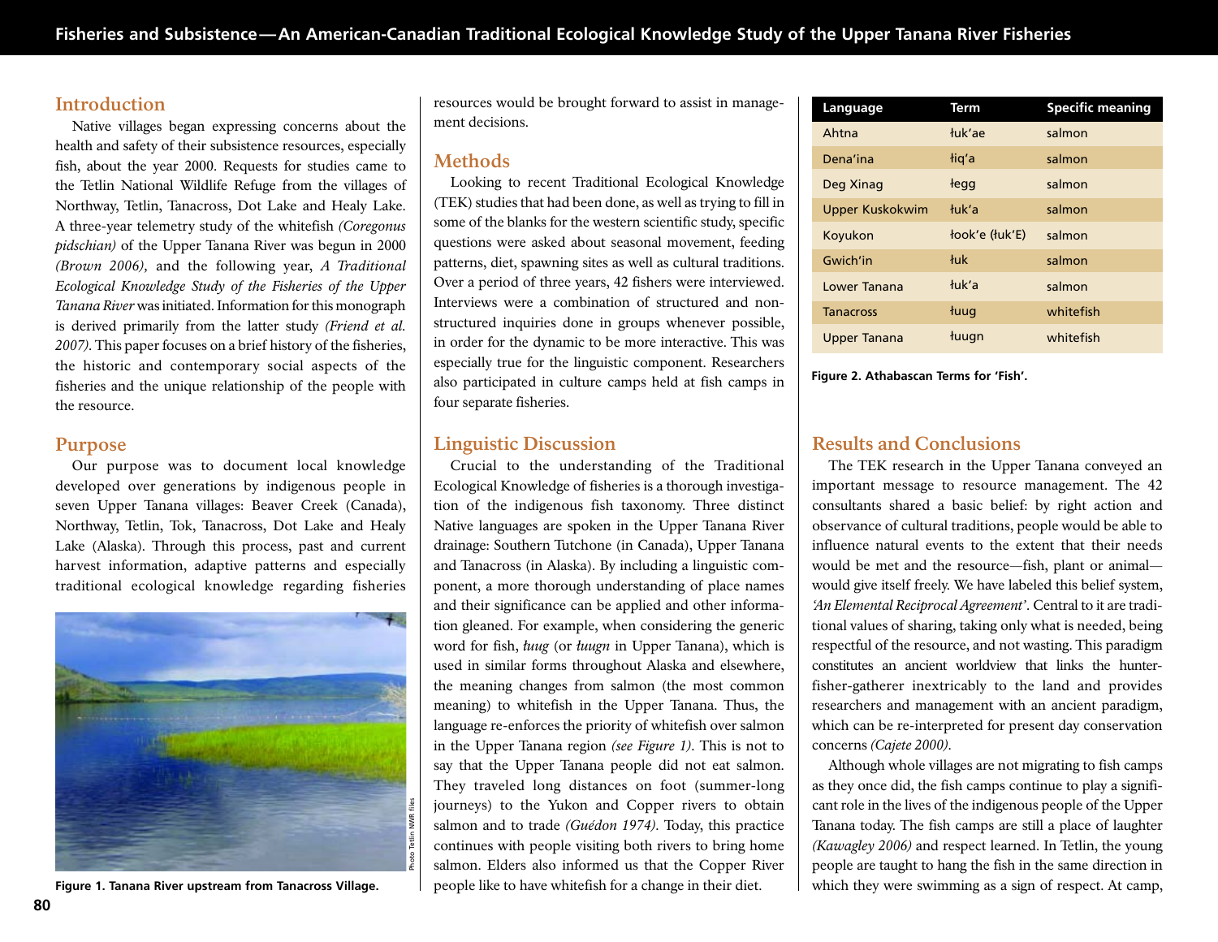## Introduction

Native villages began expressing concerns about the health and safety of their subsistence resources, especially fish, about the year 2000. Requests for studies came to the Tetlin National Wildlife Refuge from the villages of Northway, Tetlin, Tanacross, Dot Lake and Healy Lake. A three-year telemetry study of the whitefish *(Coregonus pidschian)* of the Upper Tanana River was begun in 2000 *(Brown 2006),* and the following year, *A Traditional Ecological Knowledge Study of the Fisheries of the Upper Tanana River* was initiated. Information for this monograph is derived primarily from the latter study *(Friend et al. 2007).* This paper focuses on a brief history of the fisheries, the historic and contemporary social aspects of the fisheries and the unique relationship of the people with the resource.

## Purpose

Our purpose was to document local knowledge developed over generations by indigenous people in seven Upper Tanana villages: Beaver Creek (Canada), Northway, Tetlin, Tok, Tanacross, Dot Lake and Healy Lake (Alaska). Through this process, past and current harvest information, adaptive patterns and especially traditional ecological knowledge regarding fisheries resources would be brought forward to assist in management decisions.

Photo Tetlin NWR files

**Figure 1. Tanana River upstream from Tanacross Village.**

## Methods

Looking to recent Traditional Ecological Knowledge (TEK) studies that had been done, as well as trying to fill in some of the blanks for the western scientific study, specific questions were asked about seasonal movement, feeding patterns, diet, spawning sites as well as cultural traditions. Over a period of three years, 42 fishers were interviewed. Interviews were a combination of structured and non-structured inquiries done in groups whenever possible, in order for the dynamic to be more interactive. This was especially true for the linguistic component. Researchers also participated in culture camps held at fish camps in four separate fisheries.

## Linguistic Discussion

Crucial to the understanding of the Traditional Ecological Knowledge of fisheries is a thorough investigation of the indigenous fish taxonomy. Three distinct Native languages are spoken in the Upper Tanana River drainage: Southern Tutchone (in Canada), Upper Tanana and Tanacross (in Alaska). By including a linguistic component, a more thorough understanding of place names and their significance can be applied and other information gleaned. For example, when considering the generic word for fish, *łuug* (or *łuugn* in Upper Tanana), which is used in similar forms throughout Alaska and elsewhere, the meaning changes from salmon (the most common meaning) to whitefish in the Upper Tanana. Thus, the language re-enforces the priority of whitefish over salmon in the Upper Tanana region *(see Figure 1).* This is not to say that the Upper Tanana people did not eat salmon. They traveled long distances on foot (summer-long journeys) to the Yukon and Copper rivers to obtain salmon and to trade *(Guédon 1974).* Today, this practice continues with people visiting both rivers to bring home salmon. Elders also informed us that the Copper River people like to have whitefish for a change in their diet.

| Language | Term | Specific meaning |
|---|---|---|
| Ahtna | łuk'ae | salmon |
| Dena'ina | łiq'a | salmon |
| Deg Xinag | łegg | salmon |
| Upper Kuskokwim | łuk'a | salmon |
| Koyukon | łook'e (łuk'E) | salmon |
| Gwich'in | łuk | salmon |
| Lower Tanana | łuk'a | salmon |
| Tanacross | łuug | whitefish |
| Upper Tanana | łuugn | whitefish |

**Figure 2. Athabascan Terms for 'Fish'.**

## Results and Conclusions

The TEK research in the Upper Tanana conveyed an important message to resource management. The 42 consultants shared a basic belief: by right action and observance of cultural traditions, people would be able to influence natural events to the extent that their needs would be met and the resource—fish, plant or animal—would give itself freely. We have labeled this belief system, *'An Elemental Reciprocal Agreement'*. Central to it are traditional values of sharing, taking only what is needed, being respectful of the resource, and not wasting. This paradigm constitutes an ancient worldview that links the hunter-fisher-gatherer inextricably to the land and provides researchers and management with an ancient paradigm, which can be re-interpreted for present day conservation concerns *(Cajete 2000).*

Although whole villages are not migrating to fish camps as they once did, the fish camps continue to play a significant role in the lives of the indigenous people of the Upper Tanana today. The fish camps are still a place of laughter *(Kawagley 2006)* and respect learned. In Tetlin, the young people are taught to hang the fish in the same direction in which they were swimming as a sign of respect. At camp,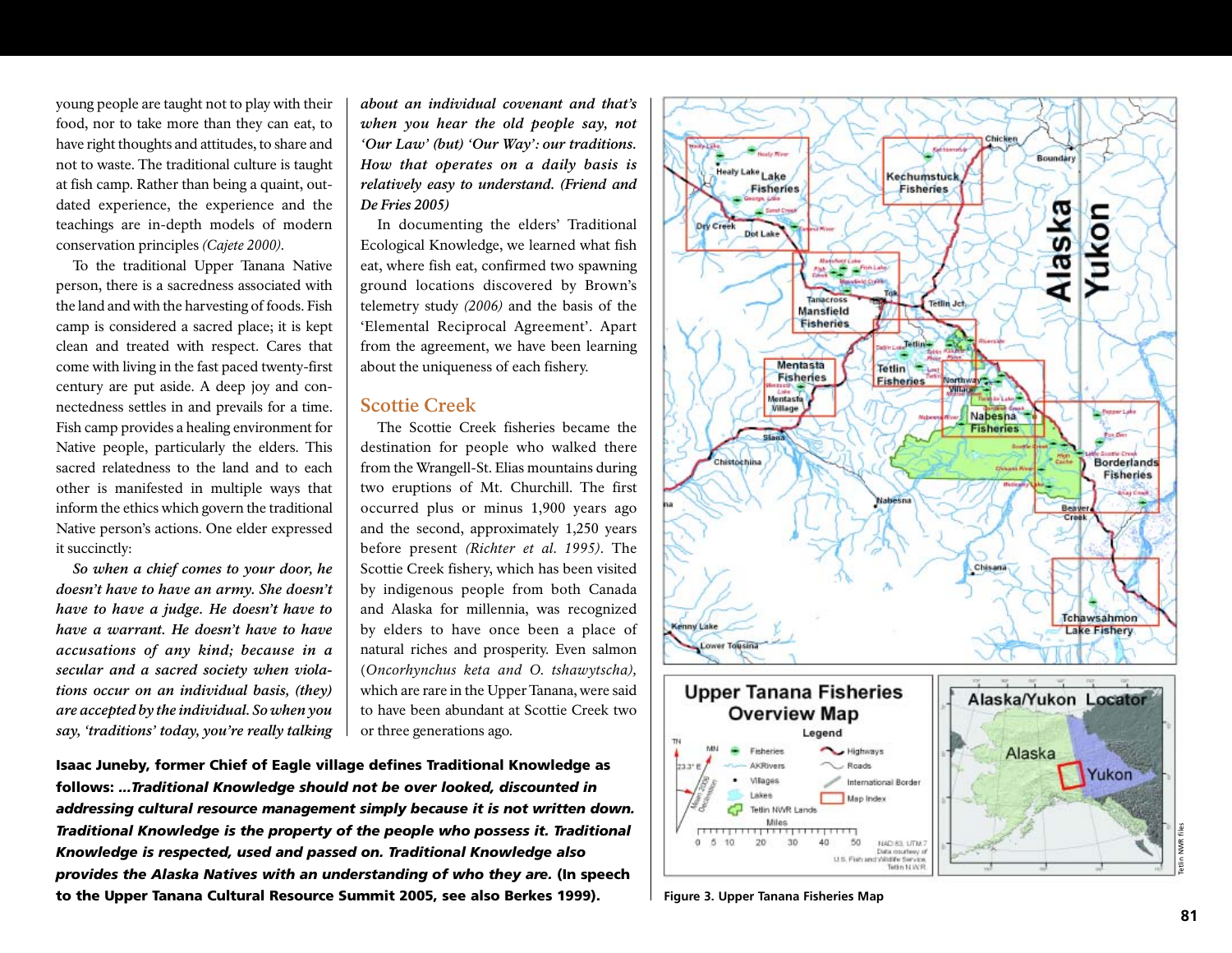young people are taught not to play with their food, nor to take more than they can eat, to have right thoughts and attitudes, to share and not to waste. The traditional culture is taught at fish camp. Rather than being a quaint, outdated experience, the experience and the teachings are in-depth models of modern conservation principles *(Cajete 2000)*.

To the traditional Upper Tanana Native person, there is a sacredness associated with the land and with the harvesting of foods. Fish camp is considered a sacred place; it is kept clean and treated with respect. Cares that come with living in the fast paced twenty-first century are put aside. A deep joy and connectedness settles in and prevails for a time. Fish camp provides a healing environment for Native people, particularly the elders. This sacred relatedness to the land and to each other is manifested in multiple ways that inform the ethics which govern the traditional Native person's actions. One elder expressed it succinctly:

***So when a chief comes to your door, he doesn't have to have an army. She doesn't have to have a judge. He doesn't have to have a warrant. He doesn't have to have accusations of any kind; because in a secular and a sacred society when violations occur on an individual basis, (they) are accepted by the individual. So when you say, 'traditions' today, you're really talking about an individual covenant and that's when you hear the old people say, not 'Our Law' (but) 'Our Way': our traditions. How that operates on a daily basis is relatively easy to understand. (Friend and De Fries 2005)***

In documenting the elders' Traditional Ecological Knowledge, we learned what fish eat, where fish eat, confirmed two spawning ground locations discovered by Brown's telemetry study *(2006)* and the basis of the 'Elemental Reciprocal Agreement'. Apart from the agreement, we have been learning about the uniqueness of each fishery.

## Scottie Creek

The Scottie Creek fisheries became the destination for people who walked there from the Wrangell-St. Elias mountains during two eruptions of Mt. Churchill. The first occurred plus or minus 1,900 years ago and the second, approximately 1,250 years before present *(Richter et al. 1995)*. The Scottie Creek fishery, which has been visited by indigenous people from both Canada and Alaska for millennia, was recognized by elders to have once been a place of natural riches and prosperity. Even salmon (*Oncorhynchus keta and O. tshawytscha)*, which are rare in the Upper Tanana, were said to have been abundant at Scottie Creek two or three generations ago.

**Isaac Juneby, former Chief of Eagle village defines Traditional Knowledge as follows: *...Traditional Knowledge should not be over looked, discounted in addressing cultural resource management simply because it is not written down. Traditional Knowledge is the property of the people who possess it. Traditional Knowledge is respected, used and passed on. Traditional Knowledge also provides the Alaska Natives with an understanding of who they are.* (In speech to the Upper Tanana Cultural Resource Summit 2005, see also Berkes 1999).**

Figure 3. Upper Tanana Fisheries Map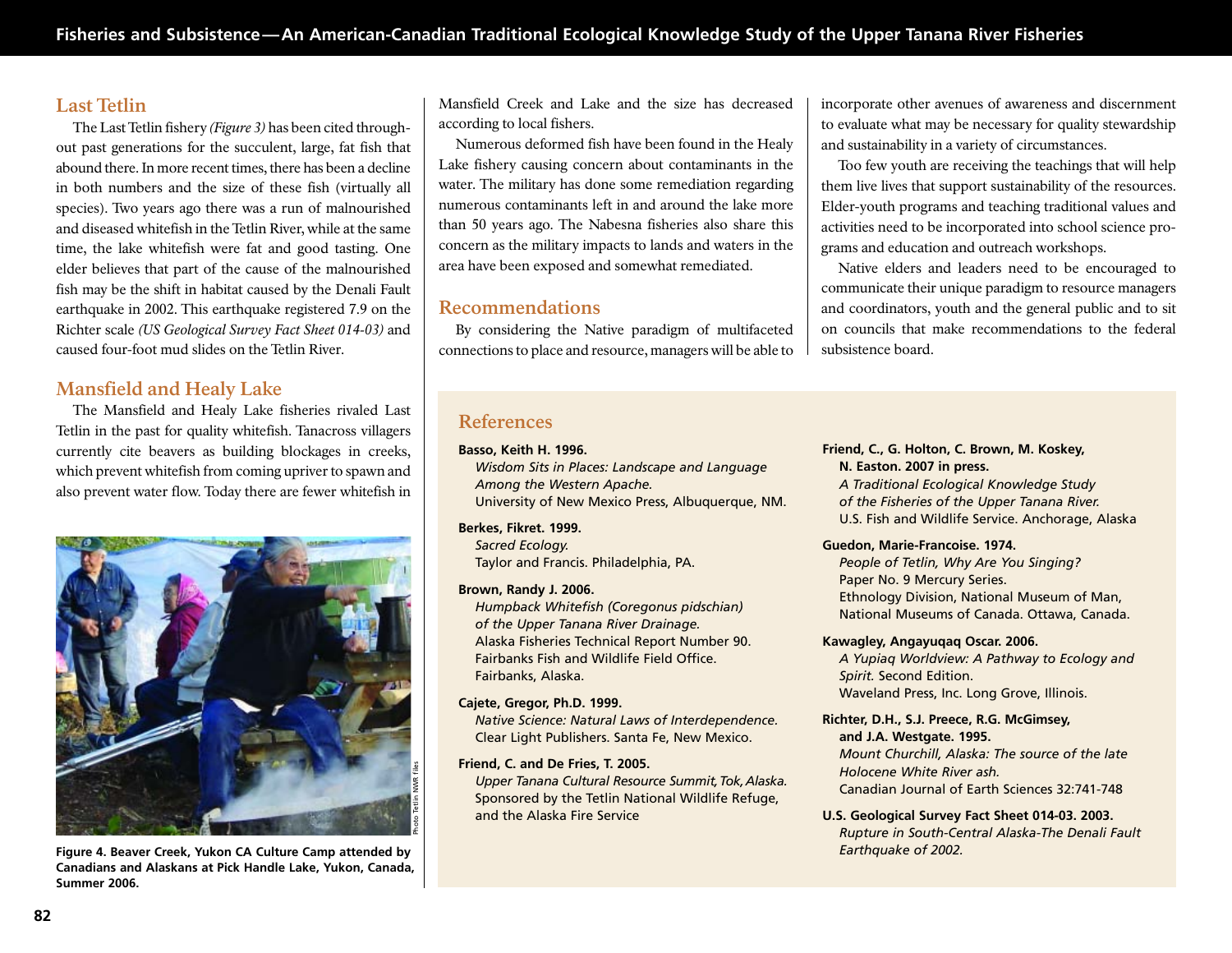## Last Tetlin

The Last Tetlin fishery *(Figure 3)* has been cited throughout past generations for the succulent, large, fat fish that abound there. In more recent times, there has been a decline in both numbers and the size of these fish (virtually all species). Two years ago there was a run of malnourished and diseased whitefish in the Tetlin River, while at the same time, the lake whitefish were fat and good tasting. One elder believes that part of the cause of the malnourished fish may be the shift in habitat caused by the Denali Fault earthquake in 2002. This earthquake registered 7.9 on the Richter scale *(US Geological Survey Fact Sheet 014-03)* and caused four-foot mud slides on the Tetlin River.

## Mansfield and Healy Lake

The Mansfield and Healy Lake fisheries rivaled Last Tetlin in the past for quality whitefish. Tanacross villagers currently cite beavers as building blockages in creeks, which prevent whitefish from coming upriver to spawn and also prevent water flow. Today there are fewer whitefish in Mansfield Creek and Lake and the size has decreased according to local fishers.

Numerous deformed fish have been found in the Healy Lake fishery causing concern about contaminants in the water. The military has done some remediation regarding numerous contaminants left in and around the lake more than 50 years ago. The Nabesna fisheries also share this concern as the military impacts to lands and waters in the area have been exposed and somewhat remediated.

Photo Tetlin NWR files

**Figure 4. Beaver Creek, Yukon CA Culture Camp attended by Canadians and Alaskans at Pick Handle Lake, Yukon, Canada, Summer 2006.**

## Recommendations

By considering the Native paradigm of multifaceted connections to place and resource, managers will be able to incorporate other avenues of awareness and discernment to evaluate what may be necessary for quality stewardship and sustainability in a variety of circumstances.

Too few youth are receiving the teachings that will help them live lives that support sustainability of the resources. Elder-youth programs and teaching traditional values and activities need to be incorporated into school science programs and education and outreach workshops.

Native elders and leaders need to be encouraged to communicate their unique paradigm to resource managers and coordinators, youth and the general public and to sit on councils that make recommendations to the federal subsistence board.

## References

**Basso, Keith H. 1996.**
*Wisdom Sits in Places: Landscape and Language Among the Western Apache.*
University of New Mexico Press, Albuquerque, NM.

**Berkes, Fikret. 1999.**
*Sacred Ecology.*
Taylor and Francis. Philadelphia, PA.

**Brown, Randy J. 2006.**
*Humpback Whitefish (Coregonus pidschian) of the Upper Tanana River Drainage.*
Alaska Fisheries Technical Report Number 90.
Fairbanks Fish and Wildlife Field Office.
Fairbanks, Alaska.

**Cajete, Gregor, Ph.D. 1999.**
*Native Science: Natural Laws of Interdependence.*
Clear Light Publishers. Santa Fe, New Mexico.

**Friend, C. and De Fries, T. 2005.**
*Upper Tanana Cultural Resource Summit, Tok, Alaska.*
Sponsored by the Tetlin National Wildlife Refuge, and the Alaska Fire Service

**Friend, C., G. Holton, C. Brown, M. Koskey, N. Easton. 2007 in press.**
*A Traditional Ecological Knowledge Study of the Fisheries of the Upper Tanana River.*
U.S. Fish and Wildlife Service. Anchorage, Alaska

**Guedon, Marie-Francoise. 1974.**
*People of Tetlin, Why Are You Singing?*
Paper No. 9 Mercury Series.
Ethnology Division, National Museum of Man, National Museums of Canada. Ottawa, Canada.

**Kawagley, Angayuqaq Oscar. 2006.**
*A Yupiaq Worldview: A Pathway to Ecology and Spirit.* Second Edition.
Waveland Press, Inc. Long Grove, Illinois.

**Richter, D.H., S.J. Preece, R.G. McGimsey, and J.A. Westgate. 1995.**
*Mount Churchill, Alaska: The source of the late Holocene White River ash.*
Canadian Journal of Earth Sciences 32:741-748

**U.S. Geological Survey Fact Sheet 014-03. 2003.**
*Rupture in South-Central Alaska-The Denali Fault Earthquake of 2002.*